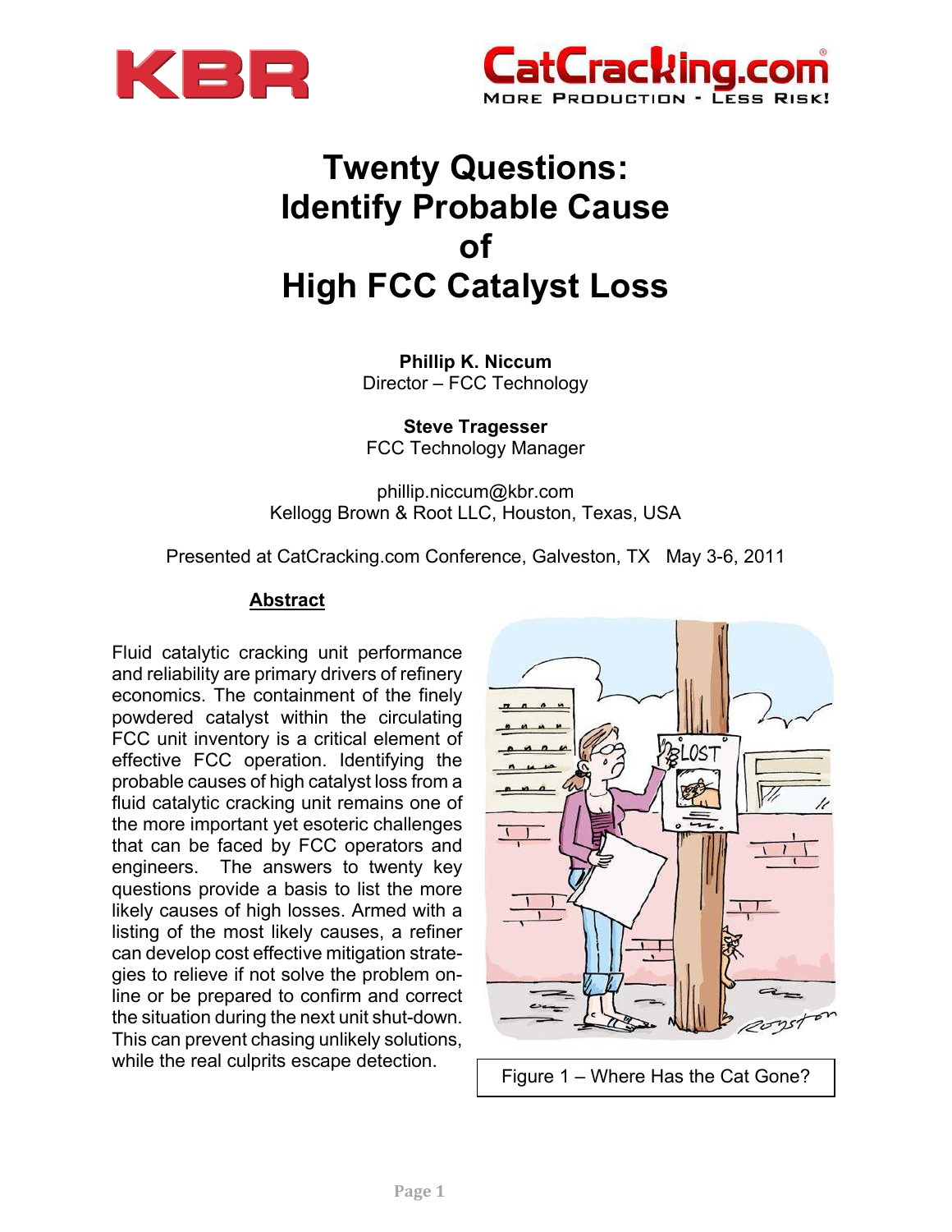# Twenty Questions: Identify Probable Cause of High FCC Catalyst Loss

**Phillip K. Niccum**
Director – FCC Technology

**Steve Tragesser**
FCC Technology Manager

phillip.niccum@kbr.com
Kellogg Brown & Root LLC, Houston, Texas, USA

Presented at CatCracking.com Conference, Galveston, TX May 3-6, 2011

## Abstract

Fluid catalytic cracking unit performance and reliability are primary drivers of refinery economics. The containment of the finely powdered catalyst within the circulating FCC unit inventory is a critical element of effective FCC operation. Identifying the probable causes of high catalyst loss from a fluid catalytic cracking unit remains one of the more important yet esoteric challenges that can be faced by FCC operators and engineers. The answers to twenty key questions provide a basis to list the more likely causes of high losses. Armed with a listing of the most likely causes, a refiner can develop cost effective mitigation strategies to relieve if not solve the problem on-line or be prepared to confirm and correct the situation during the next unit shut-down. This can prevent chasing unlikely solutions, while the real culprits escape detection.

Figure 1 – Where Has the Cat Gone?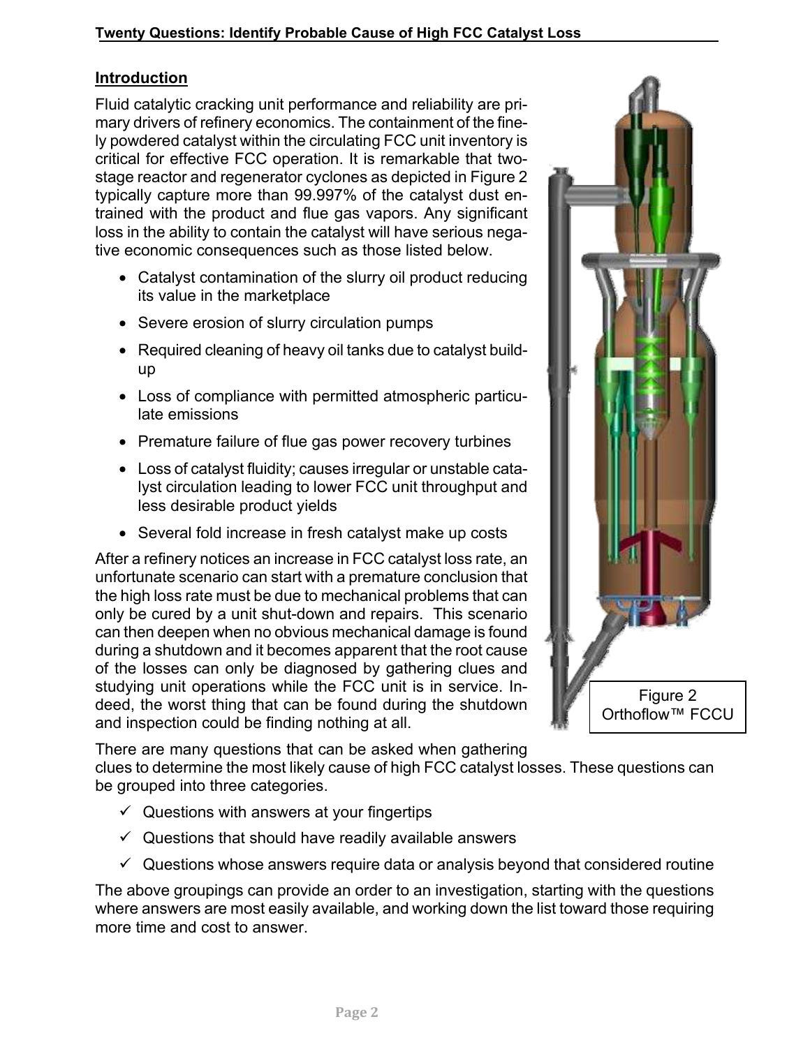## Introduction

Fluid catalytic cracking unit performance and reliability are primary drivers of refinery economics. The containment of the finely powdered catalyst within the circulating FCC unit inventory is critical for effective FCC operation. It is remarkable that two-stage reactor and regenerator cyclones as depicted in Figure 2 typically capture more than 99.997% of the catalyst dust entrained with the product and flue gas vapors. Any significant loss in the ability to contain the catalyst will have serious negative economic consequences such as those listed below.

- Catalyst contamination of the slurry oil product reducing its value in the marketplace
- Severe erosion of slurry circulation pumps
- Required cleaning of heavy oil tanks due to catalyst build-up
- Loss of compliance with permitted atmospheric particulate emissions
- Premature failure of flue gas power recovery turbines
- Loss of catalyst fluidity; causes irregular or unstable catalyst circulation leading to lower FCC unit throughput and less desirable product yields
- Several fold increase in fresh catalyst make up costs

Figure 2
Orthoflow™ FCCU

After a refinery notices an increase in FCC catalyst loss rate, an unfortunate scenario can start with a premature conclusion that the high loss rate must be due to mechanical problems that can only be cured by a unit shut-down and repairs. This scenario can then deepen when no obvious mechanical damage is found during a shutdown and it becomes apparent that the root cause of the losses can only be diagnosed by gathering clues and studying unit operations while the FCC unit is in service. Indeed, the worst thing that can be found during the shutdown and inspection could be finding nothing at all.

There are many questions that can be asked when gathering clues to determine the most likely cause of high FCC catalyst losses. These questions can be grouped into three categories.

- ✓ Questions with answers at your fingertips
- ✓ Questions that should have readily available answers
- ✓ Questions whose answers require data or analysis beyond that considered routine

The above groupings can provide an order to an investigation, starting with the questions where answers are most easily available, and working down the list toward those requiring more time and cost to answer.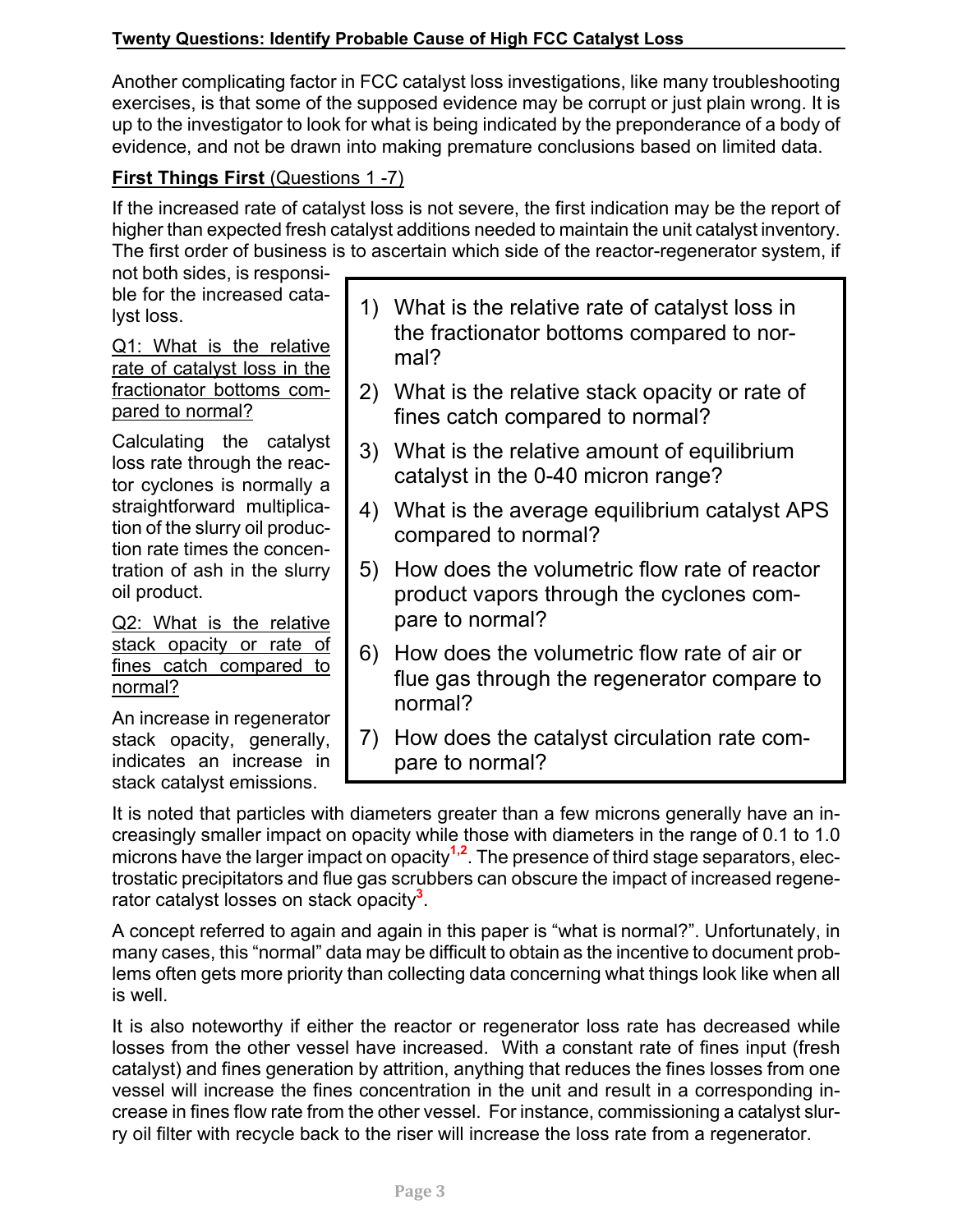Another complicating factor in FCC catalyst loss investigations, like many troubleshooting exercises, is that some of the supposed evidence may be corrupt or just plain wrong. It is up to the investigator to look for what is being indicated by the preponderance of a body of evidence, and not be drawn into making premature conclusions based on limited data.

## First Things First (Questions 1 -7)

If the increased rate of catalyst loss is not severe, the first indication may be the report of higher than expected fresh catalyst additions needed to maintain the unit catalyst inventory. The first order of business is to ascertain which side of the reactor-regenerator system, if not both sides, is responsible for the increased catalyst loss.

> 1) What is the relative rate of catalyst loss in the fractionator bottoms compared to normal?
> 2) What is the relative stack opacity or rate of fines catch compared to normal?
> 3) What is the relative amount of equilibrium catalyst in the 0-40 micron range?
> 4) What is the average equilibrium catalyst APS compared to normal?
> 5) How does the volumetric flow rate of reactor product vapors through the cyclones compare to normal?
> 6) How does the volumetric flow rate of air or flue gas through the regenerator compare to normal?
> 7) How does the catalyst circulation rate compare to normal?

Q1: What is the relative rate of catalyst loss in the fractionator bottoms compared to normal?

Calculating the catalyst loss rate through the reactor cyclones is normally a straightforward multiplication of the slurry oil production rate times the concentration of ash in the slurry oil product.

Q2: What is the relative stack opacity or rate of fines catch compared to normal?

An increase in regenerator stack opacity, generally, indicates an increase in stack catalyst emissions.

It is noted that particles with diameters greater than a few microns generally have an increasingly smaller impact on opacity while those with diameters in the range of 0.1 to 1.0 microns have the larger impact on opacity[1,2]. The presence of third stage separators, electrostatic precipitators and flue gas scrubbers can obscure the impact of increased regenerator catalyst losses on stack opacity[3].

A concept referred to again and again in this paper is "what is normal?". Unfortunately, in many cases, this "normal" data may be difficult to obtain as the incentive to document problems often gets more priority than collecting data concerning what things look like when all is well.

It is also noteworthy if either the reactor or regenerator loss rate has decreased while losses from the other vessel have increased. With a constant rate of fines input (fresh catalyst) and fines generation by attrition, anything that reduces the fines losses from one vessel will increase the fines concentration in the unit and result in a corresponding increase in fines flow rate from the other vessel. For instance, commissioning a catalyst slurry oil filter with recycle back to the riser will increase the loss rate from a regenerator.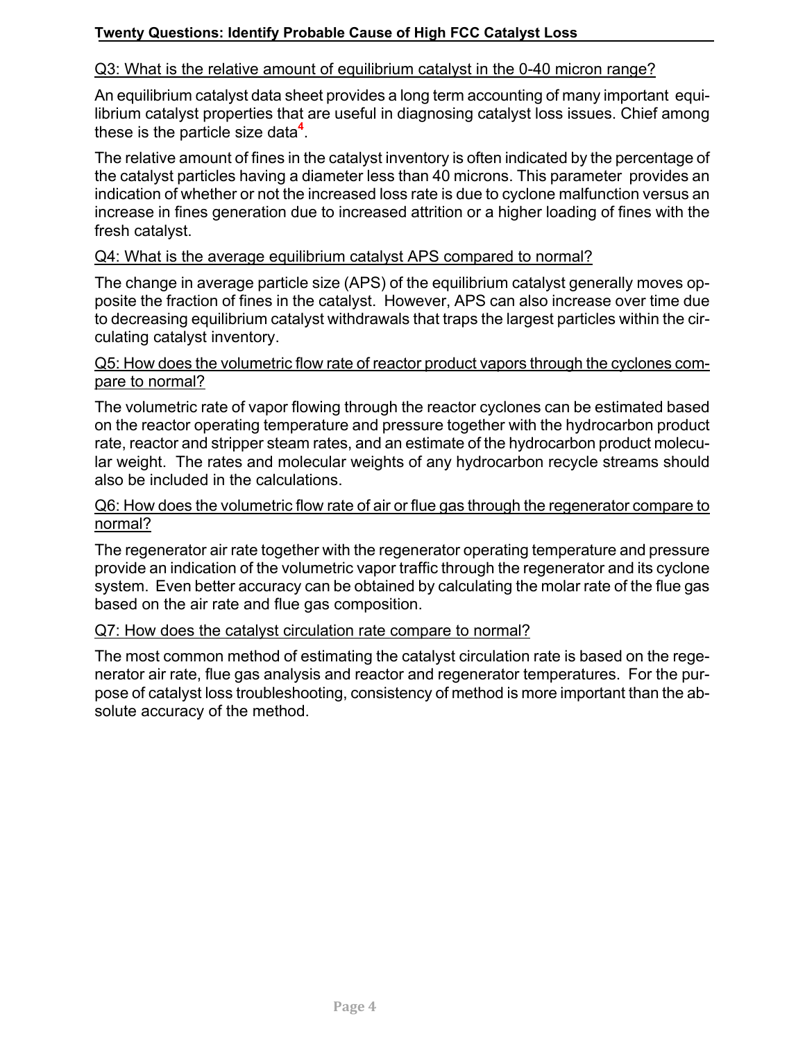Q3: What is the relative amount of equilibrium catalyst in the 0-40 micron range?

An equilibrium catalyst data sheet provides a long term accounting of many important equilibrium catalyst properties that are useful in diagnosing catalyst loss issues. Chief among these is the particle size data[4].

The relative amount of fines in the catalyst inventory is often indicated by the percentage of the catalyst particles having a diameter less than 40 microns. This parameter provides an indication of whether or not the increased loss rate is due to cyclone malfunction versus an increase in fines generation due to increased attrition or a higher loading of fines with the fresh catalyst.

Q4: What is the average equilibrium catalyst APS compared to normal?

The change in average particle size (APS) of the equilibrium catalyst generally moves opposite the fraction of fines in the catalyst. However, APS can also increase over time due to decreasing equilibrium catalyst withdrawals that traps the largest particles within the circulating catalyst inventory.

Q5: How does the volumetric flow rate of reactor product vapors through the cyclones compare to normal?

The volumetric rate of vapor flowing through the reactor cyclones can be estimated based on the reactor operating temperature and pressure together with the hydrocarbon product rate, reactor and stripper steam rates, and an estimate of the hydrocarbon product molecular weight. The rates and molecular weights of any hydrocarbon recycle streams should also be included in the calculations.

Q6: How does the volumetric flow rate of air or flue gas through the regenerator compare to normal?

The regenerator air rate together with the regenerator operating temperature and pressure provide an indication of the volumetric vapor traffic through the regenerator and its cyclone system. Even better accuracy can be obtained by calculating the molar rate of the flue gas based on the air rate and flue gas composition.

Q7: How does the catalyst circulation rate compare to normal?

The most common method of estimating the catalyst circulation rate is based on the regenerator air rate, flue gas analysis and reactor and regenerator temperatures. For the purpose of catalyst loss troubleshooting, consistency of method is more important than the absolute accuracy of the method.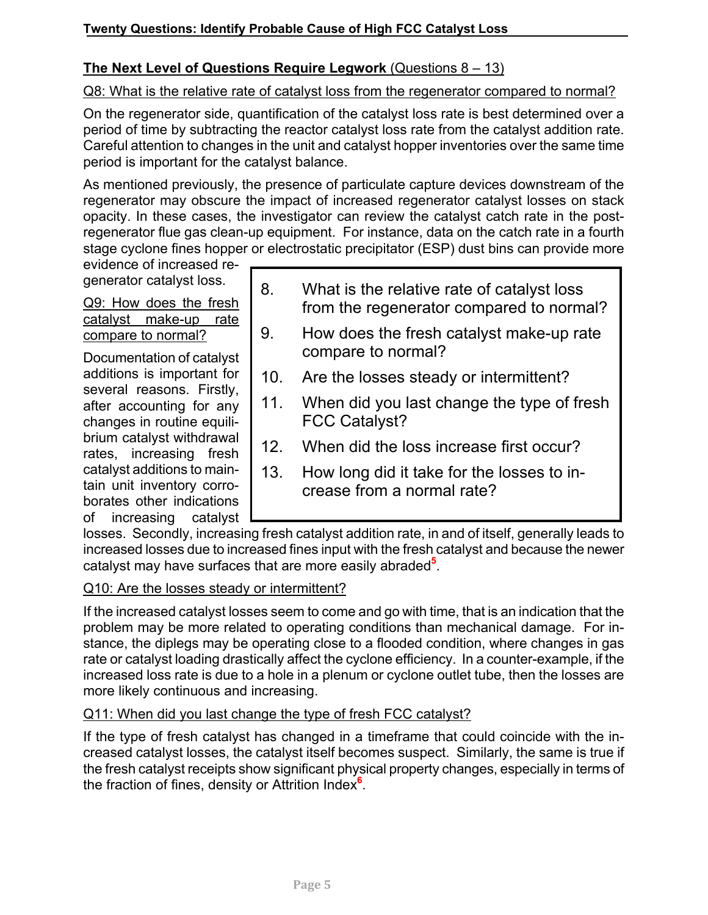## The Next Level of Questions Require Legwork (Questions 8 – 13)

Q8: What is the relative rate of catalyst loss from the regenerator compared to normal?

On the regenerator side, quantification of the catalyst loss rate is best determined over a period of time by subtracting the reactor catalyst loss rate from the catalyst addition rate. Careful attention to changes in the unit and catalyst hopper inventories over the same time period is important for the catalyst balance.

As mentioned previously, the presence of particulate capture devices downstream of the regenerator may obscure the impact of increased regenerator catalyst losses on stack opacity. In these cases, the investigator can review the catalyst catch rate in the post-regenerator flue gas clean-up equipment. For instance, data on the catch rate in a fourth stage cyclone fines hopper or electrostatic precipitator (ESP) dust bins can provide more evidence of increased regenerator catalyst loss.

> 8. What is the relative rate of catalyst loss from the regenerator compared to normal?
> 9. How does the fresh catalyst make-up rate compare to normal?
> 10. Are the losses steady or intermittent?
> 11. When did you last change the type of fresh FCC Catalyst?
> 12. When did the loss increase first occur?
> 13. How long did it take for the losses to increase from a normal rate?

Q9: How does the fresh catalyst make-up rate compare to normal?

Documentation of catalyst additions is important for several reasons. Firstly, after accounting for any changes in routine equilibrium catalyst withdrawal rates, increasing fresh catalyst additions to maintain unit inventory corroborates other indications of increasing catalyst losses. Secondly, increasing fresh catalyst addition rate, in and of itself, generally leads to increased losses due to increased fines input with the fresh catalyst and because the newer catalyst may have surfaces that are more easily abraded[5].

Q10: Are the losses steady or intermittent?

If the increased catalyst losses seem to come and go with time, that is an indication that the problem may be more related to operating conditions than mechanical damage. For instance, the diplegs may be operating close to a flooded condition, where changes in gas rate or catalyst loading drastically affect the cyclone efficiency. In a counter-example, if the increased loss rate is due to a hole in a plenum or cyclone outlet tube, then the losses are more likely continuous and increasing.

Q11: When did you last change the type of fresh FCC catalyst?

If the type of fresh catalyst has changed in a timeframe that could coincide with the increased catalyst losses, the catalyst itself becomes suspect. Similarly, the same is true if the fresh catalyst receipts show significant physical property changes, especially in terms of the fraction of fines, density or Attrition Index[6].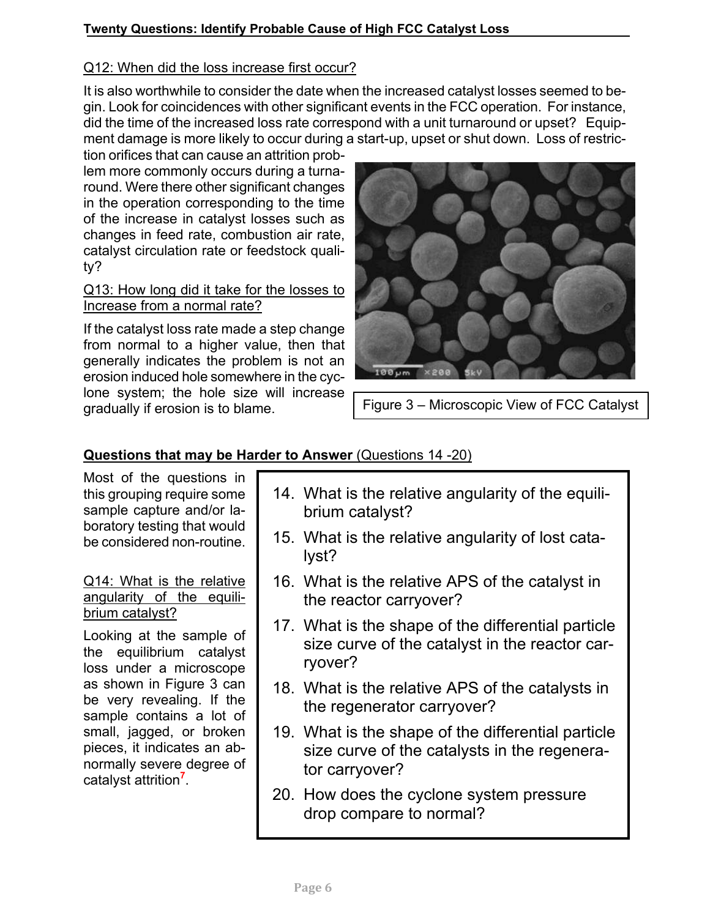Q12: When did the loss increase first occur?

It is also worthwhile to consider the date when the increased catalyst losses seemed to begin. Look for coincidences with other significant events in the FCC operation. For instance, did the time of the increased loss rate correspond with a unit turnaround or upset? Equipment damage is more likely to occur during a start-up, upset or shut down. Loss of restriction orifices that can cause an attrition problem more commonly occurs during a turnaround. Were there other significant changes in the operation corresponding to the time of the increase in catalyst losses such as changes in feed rate, combustion air rate, catalyst circulation rate or feedstock quality?

Q13: How long did it take for the losses to Increase from a normal rate?

If the catalyst loss rate made a step change from normal to a higher value, then that generally indicates the problem is not an erosion induced hole somewhere in the cyclone system; the hole size will increase gradually if erosion is to blame.

Figure 3 – Microscopic View of FCC Catalyst

**Questions that may be Harder to Answer** (Questions 14 -20)

Most of the questions in this grouping require some sample capture and/or laboratory testing that would be considered non-routine.

14. What is the relative angularity of the equilibrium catalyst?
15. What is the relative angularity of lost catalyst?
16. What is the relative APS of the catalyst in the reactor carryover?
17. What is the shape of the differential particle size curve of the catalyst in the reactor carryover?
18. What is the relative APS of the catalysts in the regenerator carryover?
19. What is the shape of the differential particle size curve of the catalysts in the regenerator carryover?
20. How does the cyclone system pressure drop compare to normal?

Q14: What is the relative angularity of the equilibrium catalyst?

Looking at the sample of the equilibrium catalyst loss under a microscope as shown in Figure 3 can be very revealing. If the sample contains a lot of small, jagged, or broken pieces, it indicates an abnormally severe degree of catalyst attrition[7].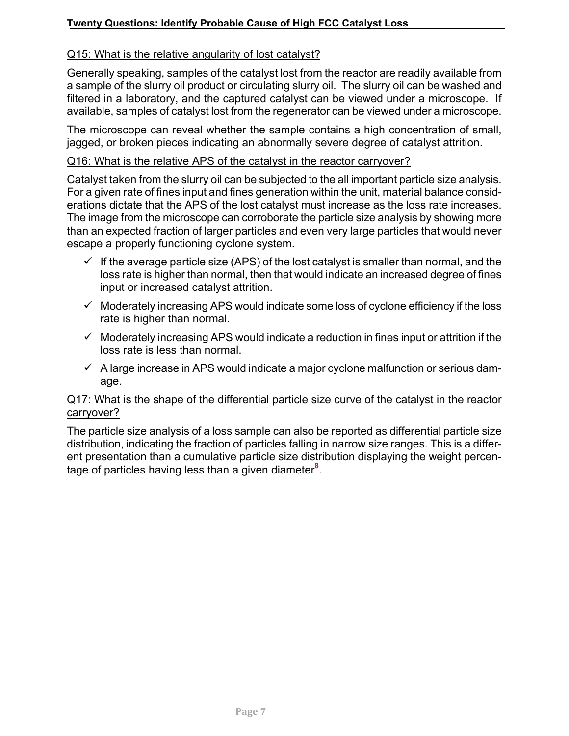Q15: What is the relative angularity of lost catalyst?

Generally speaking, samples of the catalyst lost from the reactor are readily available from a sample of the slurry oil product or circulating slurry oil. The slurry oil can be washed and filtered in a laboratory, and the captured catalyst can be viewed under a microscope. If available, samples of catalyst lost from the regenerator can be viewed under a microscope.

The microscope can reveal whether the sample contains a high concentration of small, jagged, or broken pieces indicating an abnormally severe degree of catalyst attrition.

Q16: What is the relative APS of the catalyst in the reactor carryover?

Catalyst taken from the slurry oil can be subjected to the all important particle size analysis. For a given rate of fines input and fines generation within the unit, material balance considerations dictate that the APS of the lost catalyst must increase as the loss rate increases. The image from the microscope can corroborate the particle size analysis by showing more than an expected fraction of larger particles and even very large particles that would never escape a properly functioning cyclone system.

- ✓ If the average particle size (APS) of the lost catalyst is smaller than normal, and the loss rate is higher than normal, then that would indicate an increased degree of fines input or increased catalyst attrition.
- ✓ Moderately increasing APS would indicate some loss of cyclone efficiency if the loss rate is higher than normal.
- ✓ Moderately increasing APS would indicate a reduction in fines input or attrition if the loss rate is less than normal.
- ✓ A large increase in APS would indicate a major cyclone malfunction or serious damage.

Q17: What is the shape of the differential particle size curve of the catalyst in the reactor carryover?

The particle size analysis of a loss sample can also be reported as differential particle size distribution, indicating the fraction of particles falling in narrow size ranges. This is a different presentation than a cumulative particle size distribution displaying the weight percentage of particles having less than a given diameter[8].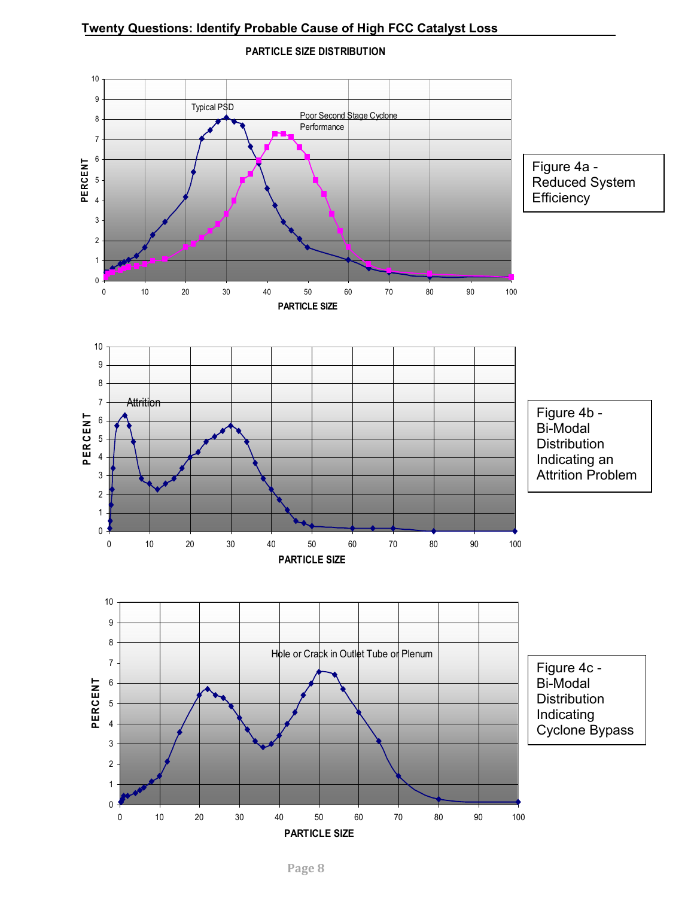## Twenty Questions: Identify Probable Cause of High FCC Catalyst Loss

**PARTICLE SIZE DISTRIBUTION**

Figure 4a - Reduced System Efficiency

Figure 4b - Bi-Modal Distribution Indicating an Attrition Problem

Figure 4c - Bi-Modal Distribution Indicating Cyclone Bypass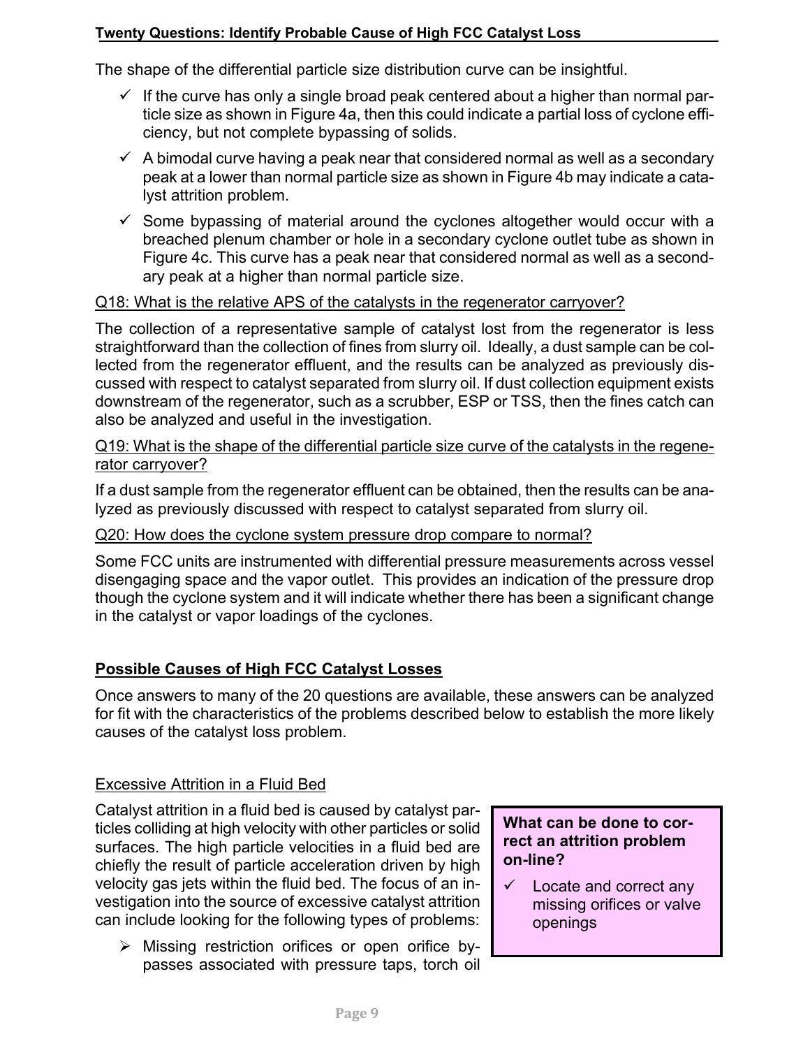The shape of the differential particle size distribution curve can be insightful.

- ✓ If the curve has only a single broad peak centered about a higher than normal particle size as shown in Figure 4a, then this could indicate a partial loss of cyclone efficiency, but not complete bypassing of solids.
- ✓ A bimodal curve having a peak near that considered normal as well as a secondary peak at a lower than normal particle size as shown in Figure 4b may indicate a catalyst attrition problem.
- ✓ Some bypassing of material around the cyclones altogether would occur with a breached plenum chamber or hole in a secondary cyclone outlet tube as shown in Figure 4c. This curve has a peak near that considered normal as well as a secondary peak at a higher than normal particle size.

Q18: What is the relative APS of the catalysts in the regenerator carryover?

The collection of a representative sample of catalyst lost from the regenerator is less straightforward than the collection of fines from slurry oil. Ideally, a dust sample can be collected from the regenerator effluent, and the results can be analyzed as previously discussed with respect to catalyst separated from slurry oil. If dust collection equipment exists downstream of the regenerator, such as a scrubber, ESP or TSS, then the fines catch can also be analyzed and useful in the investigation.

Q19: What is the shape of the differential particle size curve of the catalysts in the regenerator carryover?

If a dust sample from the regenerator effluent can be obtained, then the results can be analyzed as previously discussed with respect to catalyst separated from slurry oil.

Q20: How does the cyclone system pressure drop compare to normal?

Some FCC units are instrumented with differential pressure measurements across vessel disengaging space and the vapor outlet. This provides an indication of the pressure drop though the cyclone system and it will indicate whether there has been a significant change in the catalyst or vapor loadings of the cyclones.

## Possible Causes of High FCC Catalyst Losses

Once answers to many of the 20 questions are available, these answers can be analyzed for fit with the characteristics of the problems described below to establish the more likely causes of the catalyst loss problem.

### Excessive Attrition in a Fluid Bed

Catalyst attrition in a fluid bed is caused by catalyst particles colliding at high velocity with other particles or solid surfaces. The high particle velocities in a fluid bed are chiefly the result of particle acceleration driven by high velocity gas jets within the fluid bed. The focus of an investigation into the source of excessive catalyst attrition can include looking for the following types of problems:

- ➢ Missing restriction orifices or open orifice bypasses associated with pressure taps, torch oil

> **What can be done to correct an attrition problem on-line?**
>
> - ✓ Locate and correct any missing orifices or valve openings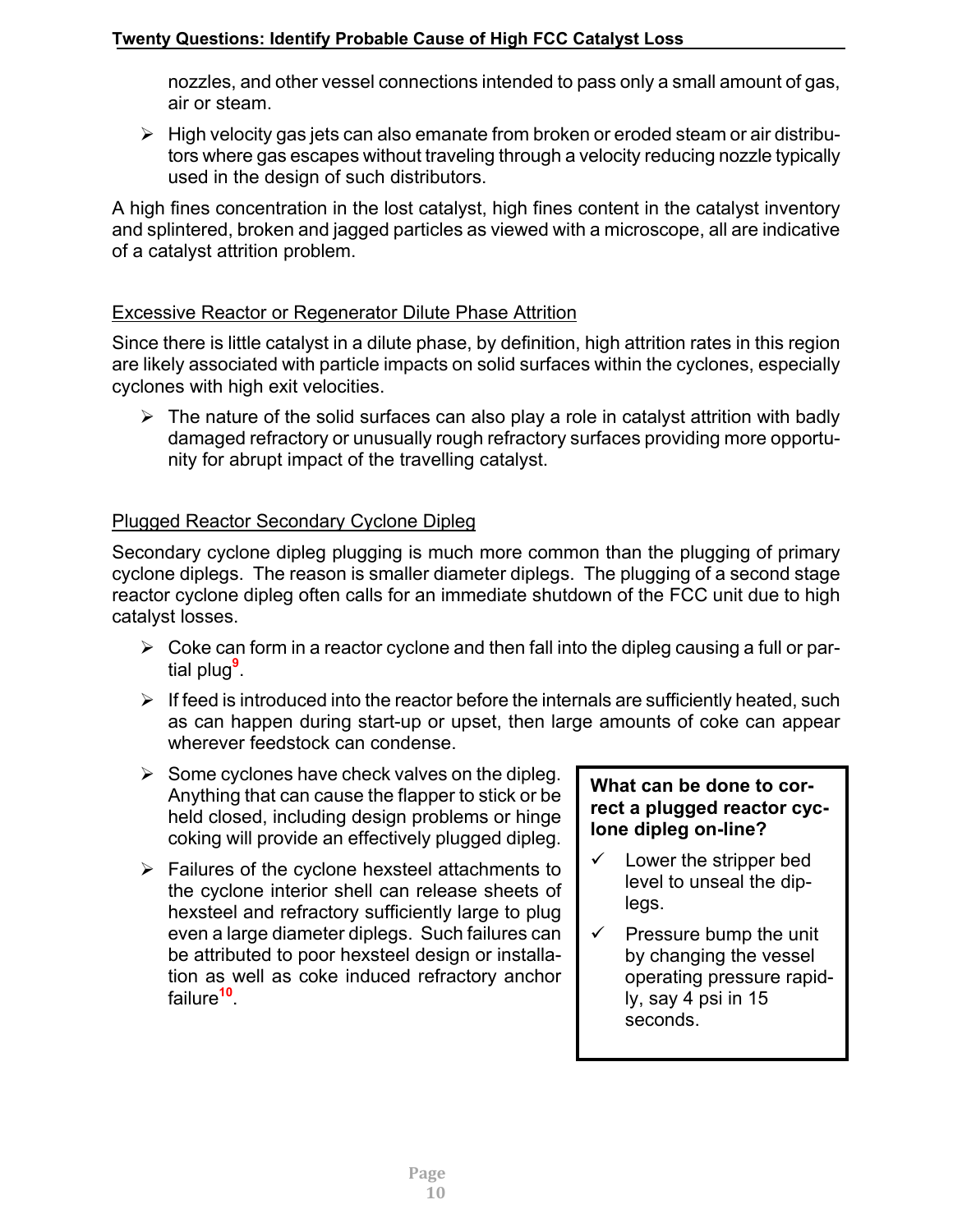nozzles, and other vessel connections intended to pass only a small amount of gas, air or steam.

- High velocity gas jets can also emanate from broken or eroded steam or air distributors where gas escapes without traveling through a velocity reducing nozzle typically used in the design of such distributors.

A high fines concentration in the lost catalyst, high fines content in the catalyst inventory and splintered, broken and jagged particles as viewed with a microscope, all are indicative of a catalyst attrition problem.

## Excessive Reactor or Regenerator Dilute Phase Attrition

Since there is little catalyst in a dilute phase, by definition, high attrition rates in this region are likely associated with particle impacts on solid surfaces within the cyclones, especially cyclones with high exit velocities.

- The nature of the solid surfaces can also play a role in catalyst attrition with badly damaged refractory or unusually rough refractory surfaces providing more opportunity for abrupt impact of the travelling catalyst.

## Plugged Reactor Secondary Cyclone Dipleg

Secondary cyclone dipleg plugging is much more common than the plugging of primary cyclone diplegs. The reason is smaller diameter diplegs. The plugging of a second stage reactor cyclone dipleg often calls for an immediate shutdown of the FCC unit due to high catalyst losses.

- Coke can form in a reactor cyclone and then fall into the dipleg causing a full or partial plug[9].
- If feed is introduced into the reactor before the internals are sufficiently heated, such as can happen during start-up or upset, then large amounts of coke can appear wherever feedstock can condense.
- Some cyclones have check valves on the dipleg. Anything that can cause the flapper to stick or be held closed, including design problems or hinge coking will provide an effectively plugged dipleg.
- Failures of the cyclone hexsteel attachments to the cyclone interior shell can release sheets of hexsteel and refractory sufficiently large to plug even a large diameter diplegs. Such failures can be attributed to poor hexsteel design or installation as well as coke induced refractory anchor failure[10].

**What can be done to correct a plugged reactor cyclone dipleg on-line?**

- ✓ Lower the stripper bed level to unseal the diplegs.
- ✓ Pressure bump the unit by changing the vessel operating pressure rapidly, say 4 psi in 15 seconds.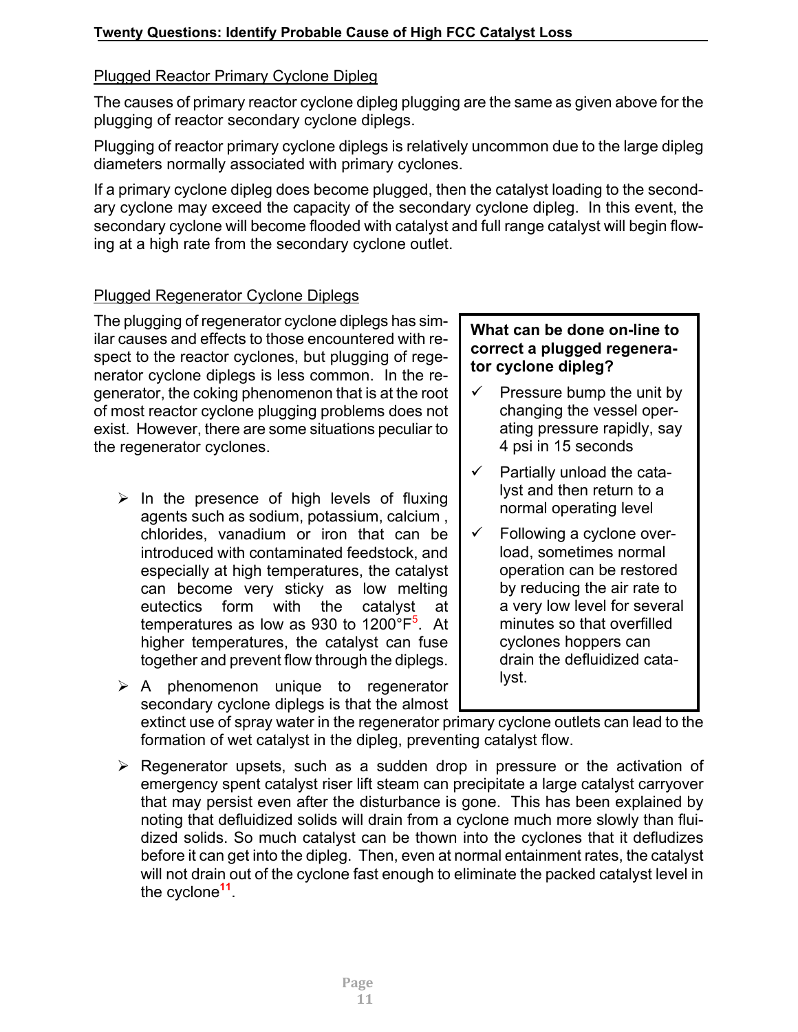### Plugged Reactor Primary Cyclone Dipleg

The causes of primary reactor cyclone dipleg plugging are the same as given above for the plugging of reactor secondary cyclone diplegs.

Plugging of reactor primary cyclone diplegs is relatively uncommon due to the large dipleg diameters normally associated with primary cyclones.

If a primary cyclone dipleg does become plugged, then the catalyst loading to the secondary cyclone may exceed the capacity of the secondary cyclone dipleg. In this event, the secondary cyclone will become flooded with catalyst and full range catalyst will begin flowing at a high rate from the secondary cyclone outlet.

### Plugged Regenerator Cyclone Diplegs

The plugging of regenerator cyclone diplegs has similar causes and effects to those encountered with respect to the reactor cyclones, but plugging of regenerator cyclone diplegs is less common. In the regenerator, the coking phenomenon that is at the root of most reactor cyclone plugging problems does not exist. However, there are some situations peculiar to the regenerator cyclones.

- In the presence of high levels of fluxing agents such as sodium, potassium, calcium , chlorides, vanadium or iron that can be introduced with contaminated feedstock, and especially at high temperatures, the catalyst can become very sticky as low melting eutectics form with the catalyst at temperatures as low as 930 to 1200°F[5]. At higher temperatures, the catalyst can fuse together and prevent flow through the diplegs.
- A phenomenon unique to regenerator secondary cyclone diplegs is that the almost extinct use of spray water in the regenerator primary cyclone outlets can lead to the formation of wet catalyst in the dipleg, preventing catalyst flow.
- Regenerator upsets, such as a sudden drop in pressure or the activation of emergency spent catalyst riser lift steam can precipitate a large catalyst carryover that may persist even after the disturbance is gone. This has been explained by noting that defluidized solids will drain from a cyclone much more slowly than fluidized solids. So much catalyst can be thown into the cyclones that it defludizes before it can get into the dipleg. Then, even at normal entainment rates, the catalyst will not drain out of the cyclone fast enough to eliminate the packed catalyst level in the cyclone[11].

**What can be done on-line to correct a plugged regenerator cyclone dipleg?**

- ✓ Pressure bump the unit by changing the vessel operating pressure rapidly, say 4 psi in 15 seconds
- ✓ Partially unload the catalyst and then return to a normal operating level
- ✓ Following a cyclone overload, sometimes normal operation can be restored by reducing the air rate to a very low level for several minutes so that overfilled cyclones hoppers can drain the defluidized catalyst.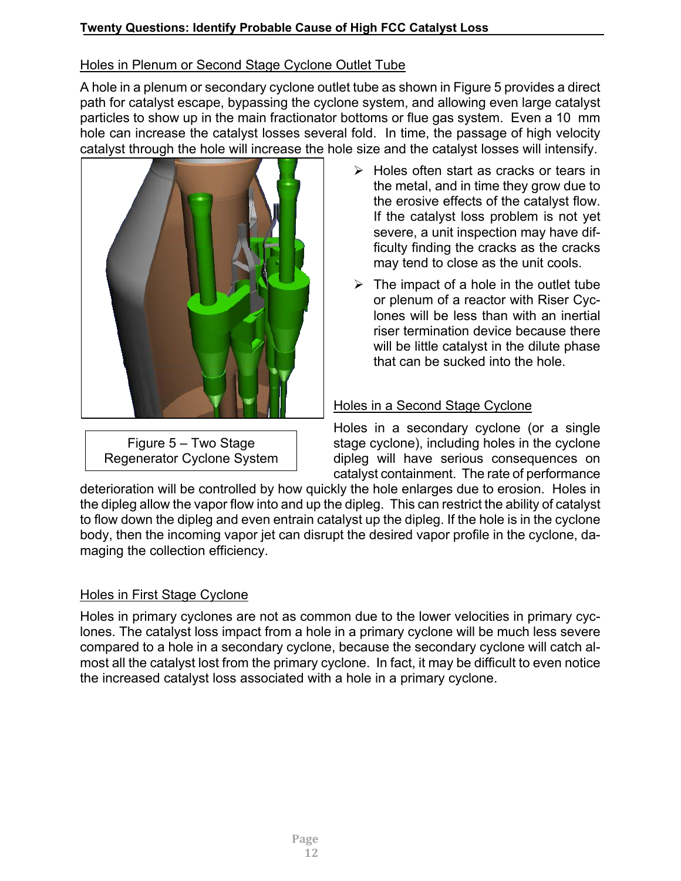## Holes in Plenum or Second Stage Cyclone Outlet Tube

A hole in a plenum or secondary cyclone outlet tube as shown in Figure 5 provides a direct path for catalyst escape, bypassing the cyclone system, and allowing even large catalyst particles to show up in the main fractionator bottoms or flue gas system. Even a 10 mm hole can increase the catalyst losses several fold. In time, the passage of high velocity catalyst through the hole will increase the hole size and the catalyst losses will intensify.

Figure 5 – Two Stage Regenerator Cyclone System

- Holes often start as cracks or tears in the metal, and in time they grow due to the erosive effects of the catalyst flow. If the catalyst loss problem is not yet severe, a unit inspection may have difficulty finding the cracks as the cracks may tend to close as the unit cools.
- The impact of a hole in the outlet tube or plenum of a reactor with Riser Cyclones will be less than with an inertial riser termination device because there will be little catalyst in the dilute phase that can be sucked into the hole.

## Holes in a Second Stage Cyclone

Holes in a secondary cyclone (or a single stage cyclone), including holes in the cyclone dipleg will have serious consequences on catalyst containment. The rate of performance deterioration will be controlled by how quickly the hole enlarges due to erosion. Holes in the dipleg allow the vapor flow into and up the dipleg. This can restrict the ability of catalyst to flow down the dipleg and even entrain catalyst up the dipleg. If the hole is in the cyclone body, then the incoming vapor jet can disrupt the desired vapor profile in the cyclone, damaging the collection efficiency.

## Holes in First Stage Cyclone

Holes in primary cyclones are not as common due to the lower velocities in primary cyclones. The catalyst loss impact from a hole in a primary cyclone will be much less severe compared to a hole in a secondary cyclone, because the secondary cyclone will catch almost all the catalyst lost from the primary cyclone. In fact, it may be difficult to even notice the increased catalyst loss associated with a hole in a primary cyclone.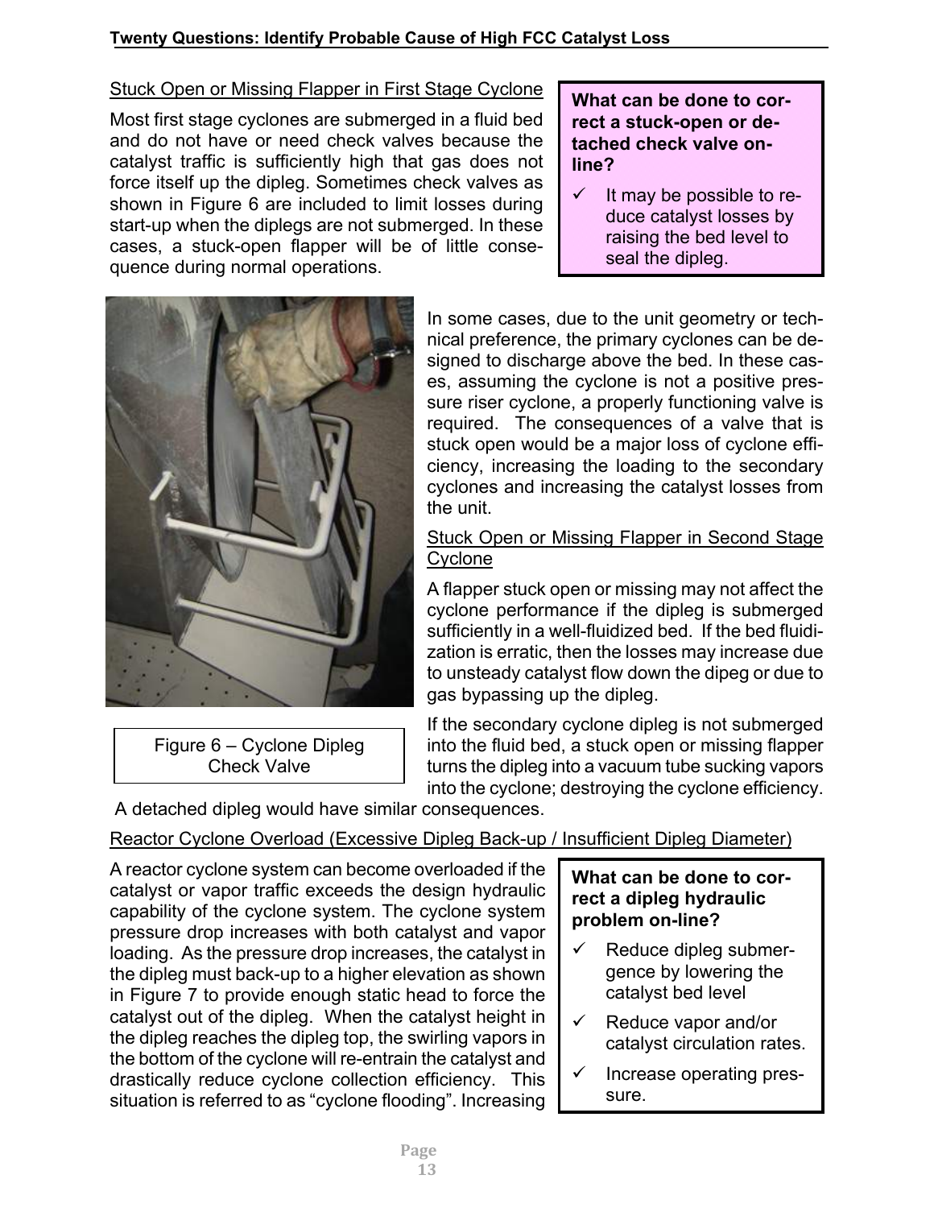### Stuck Open or Missing Flapper in First Stage Cyclone

Most first stage cyclones are submerged in a fluid bed and do not have or need check valves because the catalyst traffic is sufficiently high that gas does not force itself up the dipleg. Sometimes check valves as shown in Figure 6 are included to limit losses during start-up when the diplegs are not submerged. In these cases, a stuck-open flapper will be of little consequence during normal operations.

> **What can be done to correct a stuck-open or detached check valve on-line?**
>
> - ✓ It may be possible to reduce catalyst losses by raising the bed level to seal the dipleg.

Figure 6 – Cyclone Dipleg Check Valve

In some cases, due to the unit geometry or technical preference, the primary cyclones can be designed to discharge above the bed. In these cases, assuming the cyclone is not a positive pressure riser cyclone, a properly functioning valve is required. The consequences of a valve that is stuck open would be a major loss of cyclone efficiency, increasing the loading to the secondary cyclones and increasing the catalyst losses from the unit.

### Stuck Open or Missing Flapper in Second Stage Cyclone

A flapper stuck open or missing may not affect the cyclone performance if the dipleg is submerged sufficiently in a well-fluidized bed. If the bed fluidization is erratic, then the losses may increase due to unsteady catalyst flow down the dipeg or due to gas bypassing up the dipleg.

If the secondary cyclone dipleg is not submerged into the fluid bed, a stuck open or missing flapper turns the dipleg into a vacuum tube sucking vapors into the cyclone; destroying the cyclone efficiency. A detached dipleg would have similar consequences.

### Reactor Cyclone Overload (Excessive Dipleg Back-up / Insufficient Dipleg Diameter)

A reactor cyclone system can become overloaded if the catalyst or vapor traffic exceeds the design hydraulic capability of the cyclone system. The cyclone system pressure drop increases with both catalyst and vapor loading. As the pressure drop increases, the catalyst in the dipleg must back-up to a higher elevation as shown in Figure 7 to provide enough static head to force the catalyst out of the dipleg. When the catalyst height in the dipleg reaches the dipleg top, the swirling vapors in the bottom of the cyclone will re-entrain the catalyst and drastically reduce cyclone collection efficiency. This situation is referred to as "cyclone flooding". Increasing

> **What can be done to correct a dipleg hydraulic problem on-line?**
>
> - ✓ Reduce dipleg submergence by lowering the catalyst bed level
> - ✓ Reduce vapor and/or catalyst circulation rates.
> - ✓ Increase operating pressure.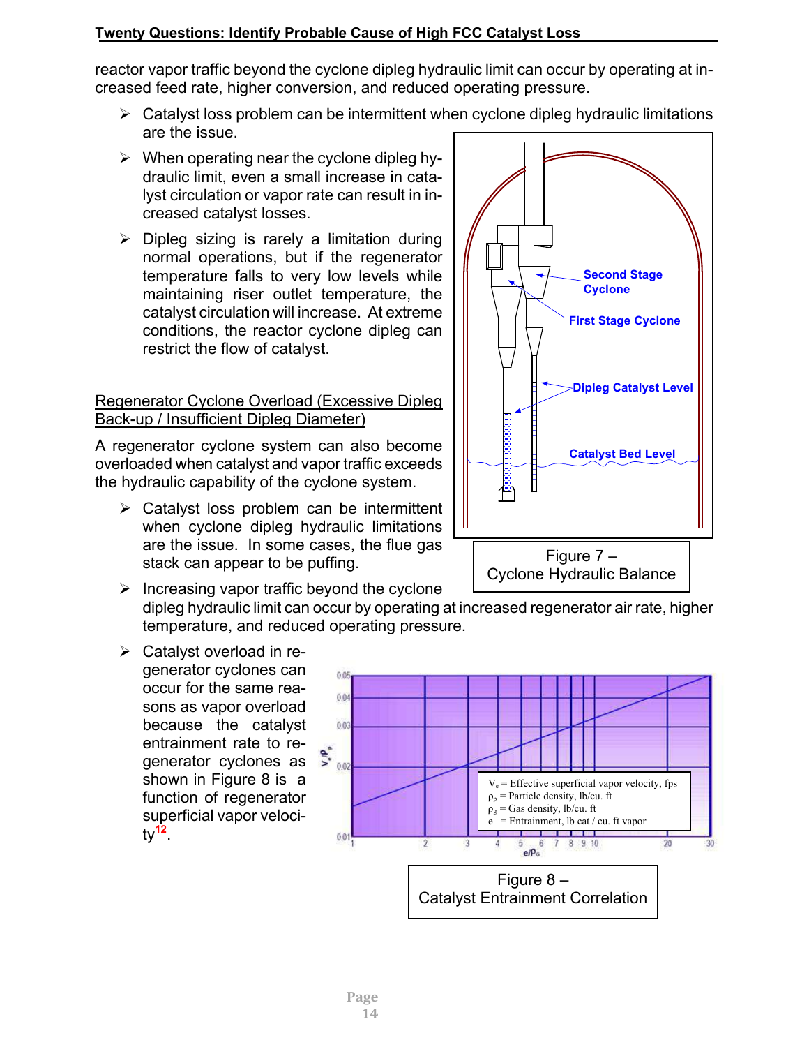reactor vapor traffic beyond the cyclone dipleg hydraulic limit can occur by operating at increased feed rate, higher conversion, and reduced operating pressure.

- Catalyst loss problem can be intermittent when cyclone dipleg hydraulic limitations are the issue.
- When operating near the cyclone dipleg hydraulic limit, even a small increase in catalyst circulation or vapor rate can result in increased catalyst losses.
- Dipleg sizing is rarely a limitation during normal operations, but if the regenerator temperature falls to very low levels while maintaining riser outlet temperature, the catalyst circulation will increase. At extreme conditions, the reactor cyclone dipleg can restrict the flow of catalyst.

Figure 7 – Cyclone Hydraulic Balance

Regenerator Cyclone Overload (Excessive Dipleg Back-up / Insufficient Dipleg Diameter)

A regenerator cyclone system can also become overloaded when catalyst and vapor traffic exceeds the hydraulic capability of the cyclone system.

- Catalyst loss problem can be intermittent when cyclone dipleg hydraulic limitations are the issue. In some cases, the flue gas stack can appear to be puffing.
- Increasing vapor traffic beyond the cyclone dipleg hydraulic limit can occur by operating at increased regenerator air rate, higher temperature, and reduced operating pressure.
- Catalyst overload in regenerator cyclones can occur for the same reasons as vapor overload because the catalyst entrainment rate to regenerator cyclones as shown in Figure 8 is a function of regenerator superficial vapor velocity[12].

Figure 8 – Catalyst Entrainment Correlation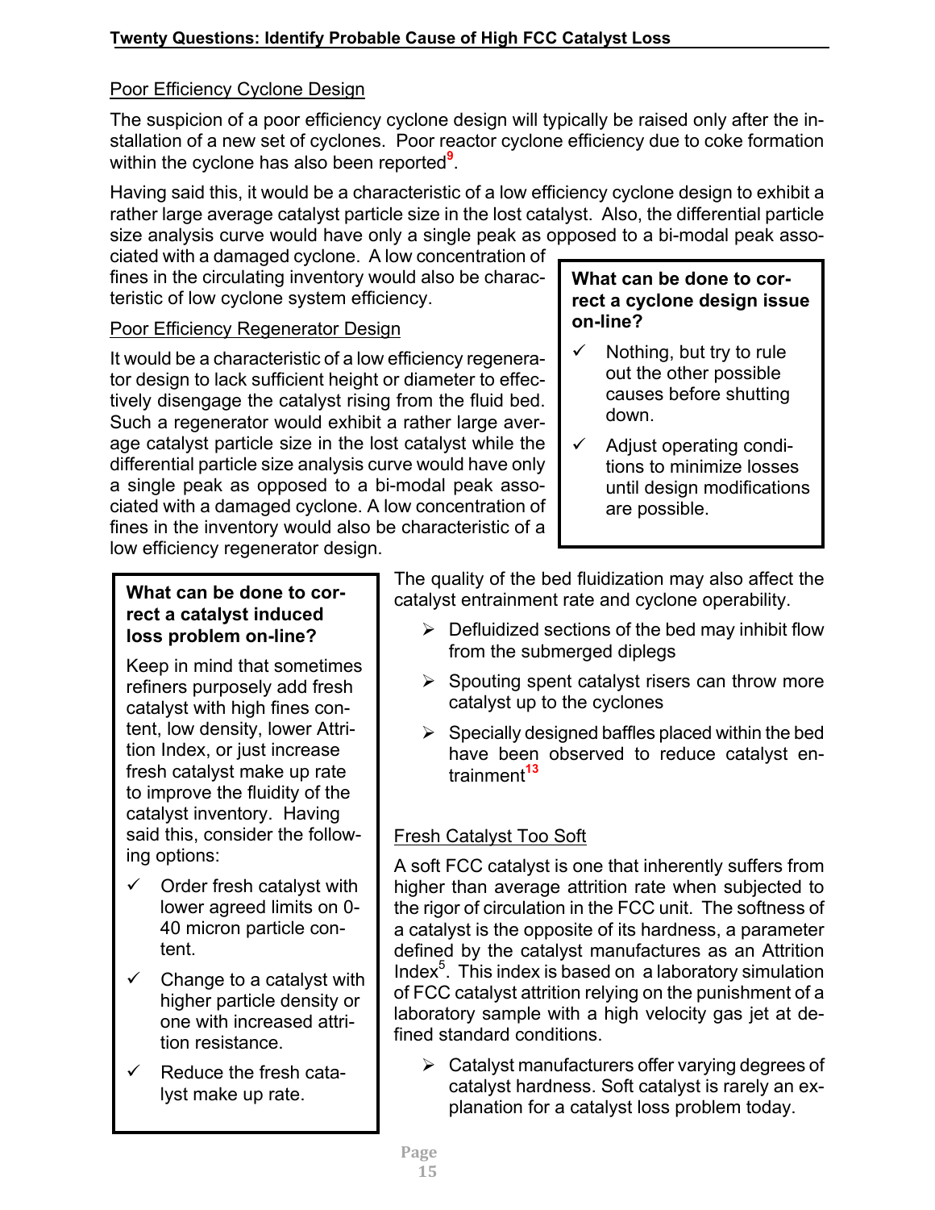## Poor Efficiency Cyclone Design

The suspicion of a poor efficiency cyclone design will typically be raised only after the installation of a new set of cyclones. Poor reactor cyclone efficiency due to coke formation within the cyclone has also been reported[9].

Having said this, it would be a characteristic of a low efficiency cyclone design to exhibit a rather large average catalyst particle size in the lost catalyst. Also, the differential particle size analysis curve would have only a single peak as opposed to a bi-modal peak associated with a damaged cyclone. A low concentration of fines in the circulating inventory would also be characteristic of low cyclone system efficiency.

> **What can be done to correct a cyclone design issue on-line?**
>
> - ✓ Nothing, but try to rule out the other possible causes before shutting down.
> - ✓ Adjust operating conditions to minimize losses until design modifications are possible.

## Poor Efficiency Regenerator Design

It would be a characteristic of a low efficiency regenerator design to lack sufficient height or diameter to effectively disengage the catalyst rising from the fluid bed. Such a regenerator would exhibit a rather large average catalyst particle size in the lost catalyst while the differential particle size analysis curve would have only a single peak as opposed to a bi-modal peak associated with a damaged cyclone. A low concentration of fines in the inventory would also be characteristic of a low efficiency regenerator design.

The quality of the bed fluidization may also affect the catalyst entrainment rate and cyclone operability.

- Defluidized sections of the bed may inhibit flow from the submerged diplegs
- Spouting spent catalyst risers can throw more catalyst up to the cyclones
- Specially designed baffles placed within the bed have been observed to reduce catalyst entrainment[13]

> **What can be done to correct a catalyst induced loss problem on-line?**
>
> Keep in mind that sometimes refiners purposely add fresh catalyst with high fines content, low density, lower Attrition Index, or just increase fresh catalyst make up rate to improve the fluidity of the catalyst inventory. Having said this, consider the following options:
>
> - ✓ Order fresh catalyst with lower agreed limits on 0-40 micron particle content.
> - ✓ Change to a catalyst with higher particle density or one with increased attrition resistance.
> - ✓ Reduce the fresh catalyst make up rate.

## Fresh Catalyst Too Soft

A soft FCC catalyst is one that inherently suffers from higher than average attrition rate when subjected to the rigor of circulation in the FCC unit. The softness of a catalyst is the opposite of its hardness, a parameter defined by the catalyst manufactures as an Attrition Index[5]. This index is based on a laboratory simulation of FCC catalyst attrition relying on the punishment of a laboratory sample with a high velocity gas jet at defined standard conditions.

- Catalyst manufacturers offer varying degrees of catalyst hardness. Soft catalyst is rarely an explanation for a catalyst loss problem today.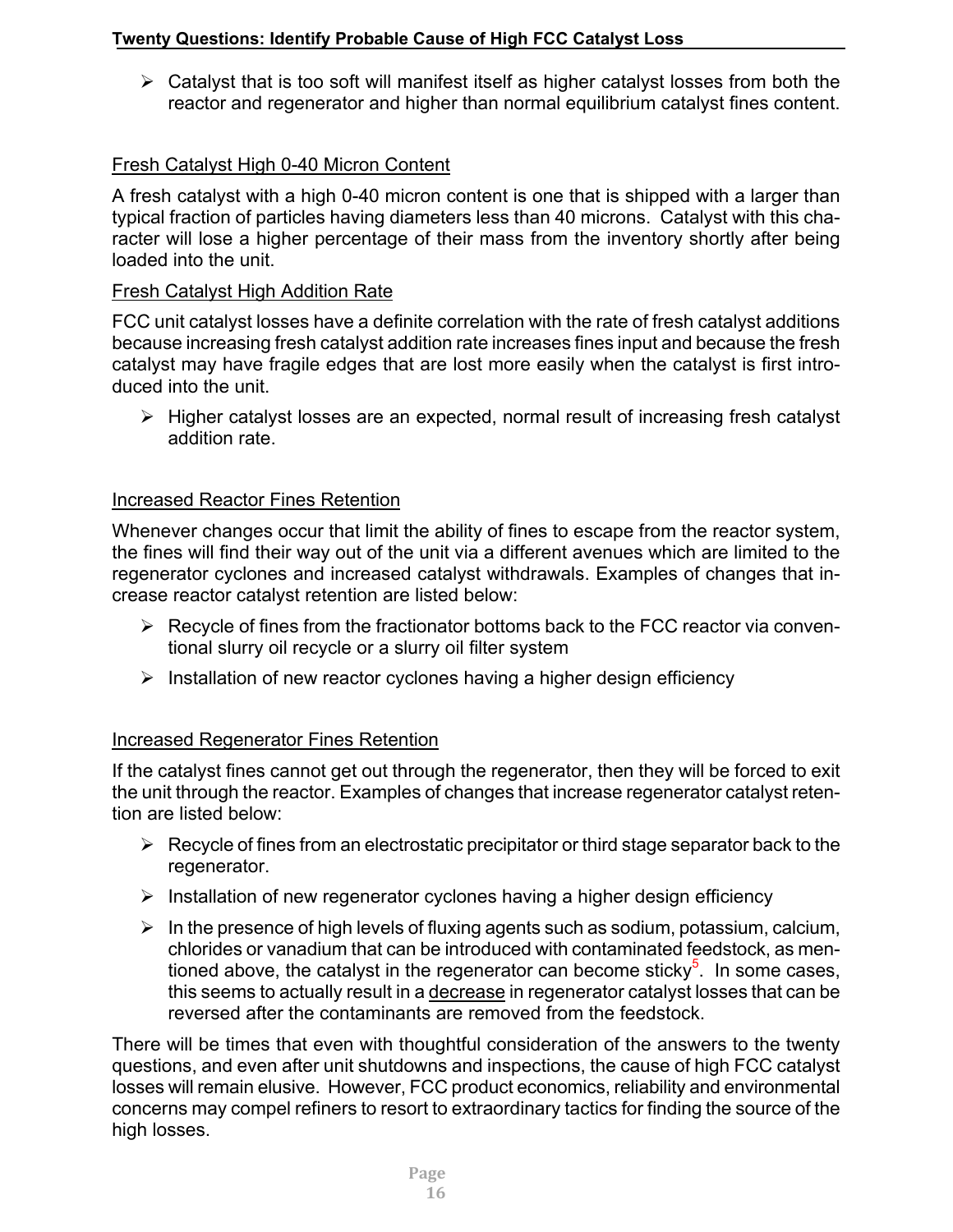- Catalyst that is too soft will manifest itself as higher catalyst losses from both the reactor and regenerator and higher than normal equilibrium catalyst fines content.

<u>Fresh Catalyst High 0-40 Micron Content</u>

A fresh catalyst with a high 0-40 micron content is one that is shipped with a larger than typical fraction of particles having diameters less than 40 microns. Catalyst with this character will lose a higher percentage of their mass from the inventory shortly after being loaded into the unit.

<u>Fresh Catalyst High Addition Rate</u>

FCC unit catalyst losses have a definite correlation with the rate of fresh catalyst additions because increasing fresh catalyst addition rate increases fines input and because the fresh catalyst may have fragile edges that are lost more easily when the catalyst is first introduced into the unit.

- Higher catalyst losses are an expected, normal result of increasing fresh catalyst addition rate.

<u>Increased Reactor Fines Retention</u>

Whenever changes occur that limit the ability of fines to escape from the reactor system, the fines will find their way out of the unit via a different avenues which are limited to the regenerator cyclones and increased catalyst withdrawals. Examples of changes that increase reactor catalyst retention are listed below:

- Recycle of fines from the fractionator bottoms back to the FCC reactor via conventional slurry oil recycle or a slurry oil filter system
- Installation of new reactor cyclones having a higher design efficiency

<u>Increased Regenerator Fines Retention</u>

If the catalyst fines cannot get out through the regenerator, then they will be forced to exit the unit through the reactor. Examples of changes that increase regenerator catalyst retention are listed below:

- Recycle of fines from an electrostatic precipitator or third stage separator back to the regenerator.
- Installation of new regenerator cyclones having a higher design efficiency
- In the presence of high levels of fluxing agents such as sodium, potassium, calcium, chlorides or vanadium that can be introduced with contaminated feedstock, as mentioned above, the catalyst in the regenerator can become sticky[5]. In some cases, this seems to actually result in a <u>decrease</u> in regenerator catalyst losses that can be reversed after the contaminants are removed from the feedstock.

There will be times that even with thoughtful consideration of the answers to the twenty questions, and even after unit shutdowns and inspections, the cause of high FCC catalyst losses will remain elusive. However, FCC product economics, reliability and environmental concerns may compel refiners to resort to extraordinary tactics for finding the source of the high losses.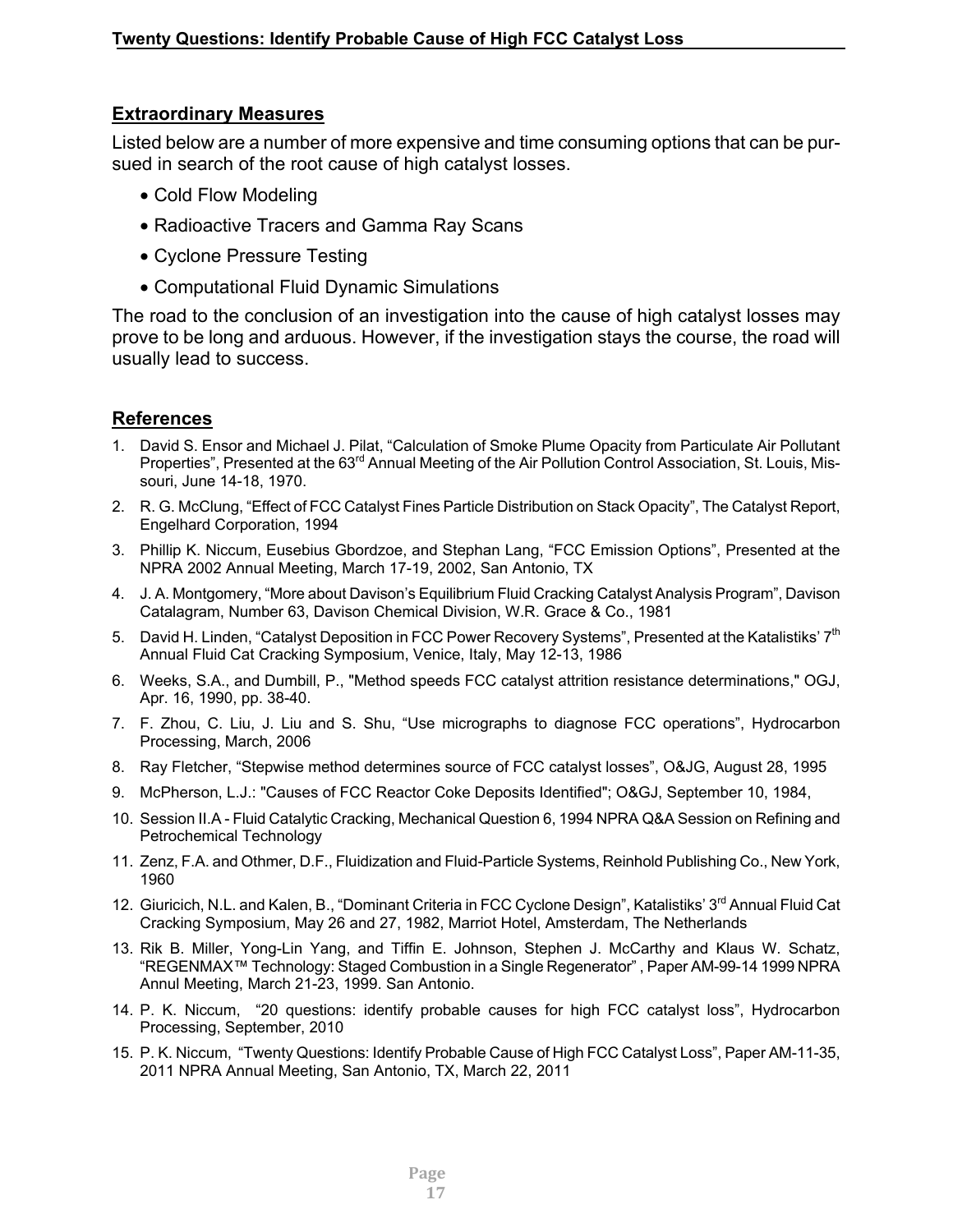## Extraordinary Measures

Listed below are a number of more expensive and time consuming options that can be pursued in search of the root cause of high catalyst losses.

- Cold Flow Modeling
- Radioactive Tracers and Gamma Ray Scans
- Cyclone Pressure Testing
- Computational Fluid Dynamic Simulations

The road to the conclusion of an investigation into the cause of high catalyst losses may prove to be long and arduous. However, if the investigation stays the course, the road will usually lead to success.

## References

1. David S. Ensor and Michael J. Pilat, "Calculation of Smoke Plume Opacity from Particulate Air Pollutant Properties", Presented at the 63rd Annual Meeting of the Air Pollution Control Association, St. Louis, Missouri, June 14-18, 1970.
2. R. G. McClung, "Effect of FCC Catalyst Fines Particle Distribution on Stack Opacity", The Catalyst Report, Engelhard Corporation, 1994
3. Phillip K. Niccum, Eusebius Gbordzoe, and Stephan Lang, "FCC Emission Options", Presented at the NPRA 2002 Annual Meeting, March 17-19, 2002, San Antonio, TX
4. J. A. Montgomery, "More about Davison's Equilibrium Fluid Cracking Catalyst Analysis Program", Davison Catalagram, Number 63, Davison Chemical Division, W.R. Grace & Co., 1981
5. David H. Linden, "Catalyst Deposition in FCC Power Recovery Systems", Presented at the Katalistiks' 7th Annual Fluid Cat Cracking Symposium, Venice, Italy, May 12-13, 1986
6. Weeks, S.A., and Dumbill, P., "Method speeds FCC catalyst attrition resistance determinations," OGJ, Apr. 16, 1990, pp. 38-40.
7. F. Zhou, C. Liu, J. Liu and S. Shu, "Use micrographs to diagnose FCC operations", Hydrocarbon Processing, March, 2006
8. Ray Fletcher, "Stepwise method determines source of FCC catalyst losses", O&JG, August 28, 1995
9. McPherson, L.J.: "Causes of FCC Reactor Coke Deposits Identified"; O&GJ, September 10, 1984,
10. Session II.A - Fluid Catalytic Cracking, Mechanical Question 6, 1994 NPRA Q&A Session on Refining and Petrochemical Technology
11. Zenz, F.A. and Othmer, D.F., Fluidization and Fluid-Particle Systems, Reinhold Publishing Co., New York, 1960
12. Giuricich, N.L. and Kalen, B., "Dominant Criteria in FCC Cyclone Design", Katalistiks' 3rd Annual Fluid Cat Cracking Symposium, May 26 and 27, 1982, Marriot Hotel, Amsterdam, The Netherlands
13. Rik B. Miller, Yong-Lin Yang, and Tiffin E. Johnson, Stephen J. McCarthy and Klaus W. Schatz, "REGENMAX™ Technology: Staged Combustion in a Single Regenerator" , Paper AM-99-14 1999 NPRA Annul Meeting, March 21-23, 1999. San Antonio.
14. P. K. Niccum, "20 questions: identify probable causes for high FCC catalyst loss", Hydrocarbon Processing, September, 2010
15. P. K. Niccum, "Twenty Questions: Identify Probable Cause of High FCC Catalyst Loss", Paper AM-11-35, 2011 NPRA Annual Meeting, San Antonio, TX, March 22, 2011